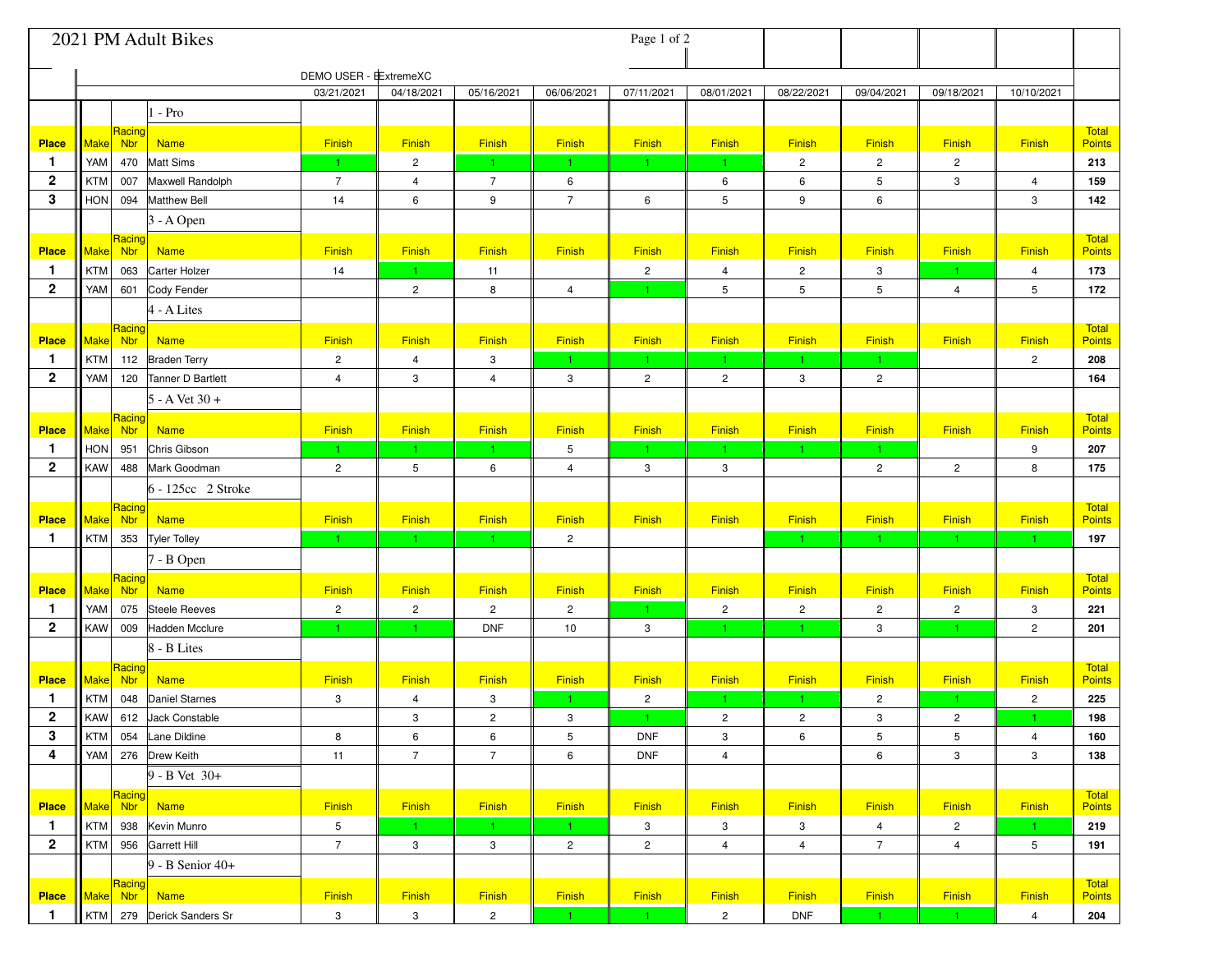# 2021 PM Adult Bikes

DEMO USER - ExtremeXC

| | | | | 03/21/2021 | 04/18/2021 | 05/16/2021 | 06/06/2021 | 07/11/2021 | 08/01/2021 | 08/22/2021 | 09/04/2021 | 09/18/2021 | 10/10/2021 | |
|---|---|---|---|---|---|---|---|---|---|---|---|---|---|---|
| | | | 1 - Pro | | | | | | | | | | | |
| **Place** | **Make** | **Racing Nbr** | **Name** | **Finish** | **Finish** | **Finish** | **Finish** | **Finish** | **Finish** | **Finish** | **Finish** | **Finish** | **Finish** | **Total Points** |
| 1 | YAM | 470 | Matt Sims | 1 | 2 | 1 | 1 | 1 | 1 | 2 | 2 | 2 | | 213 |
| 2 | KTM | 007 | Maxwell Randolph | 7 | 4 | 7 | 6 | | 6 | 6 | 5 | 3 | 4 | 159 |
| 3 | HON | 094 | Matthew Bell | 14 | 6 | 9 | 7 | 6 | 5 | 9 | 6 | | 3 | 142 |
| | | | 3 - A Open | | | | | | | | | | | |
| **Place** | **Make** | **Racing Nbr** | **Name** | **Finish** | **Finish** | **Finish** | **Finish** | **Finish** | **Finish** | **Finish** | **Finish** | **Finish** | **Finish** | **Total Points** |
| 1 | KTM | 063 | Carter Holzer | 14 | 1 | 11 | | 2 | 4 | 2 | 3 | 1 | 4 | 173 |
| 2 | YAM | 601 | Cody Fender | | 2 | 8 | 4 | 1 | 5 | 5 | 5 | 4 | 5 | 172 |
| | | | 4 - A Lites | | | | | | | | | | | |
| **Place** | **Make** | **Racing Nbr** | **Name** | **Finish** | **Finish** | **Finish** | **Finish** | **Finish** | **Finish** | **Finish** | **Finish** | **Finish** | **Finish** | **Total Points** |
| 1 | KTM | 112 | Braden Terry | 2 | 4 | 3 | 1 | 1 | 1 | 1 | 1 | | 2 | 208 |
| 2 | YAM | 120 | Tanner D Bartlett | 4 | 3 | 4 | 3 | 2 | 2 | 3 | 2 | | | 164 |
| | | | 5 - A Vet 30 + | | | | | | | | | | | |
| **Place** | **Make** | **Racing Nbr** | **Name** | **Finish** | **Finish** | **Finish** | **Finish** | **Finish** | **Finish** | **Finish** | **Finish** | **Finish** | **Finish** | **Total Points** |
| 1 | HON | 951 | Chris Gibson | 1 | 1 | 1 | 5 | 1 | 1 | 1 | 1 | | 9 | 207 |
| 2 | KAW | 488 | Mark Goodman | 2 | 5 | 6 | 4 | 3 | 3 | | 2 | 2 | 8 | 175 |
| | | | 6 - 125cc 2 Stroke | | | | | | | | | | | |
| **Place** | **Make** | **Racing Nbr** | **Name** | **Finish** | **Finish** | **Finish** | **Finish** | **Finish** | **Finish** | **Finish** | **Finish** | **Finish** | **Finish** | **Total Points** |
| 1 | KTM | 353 | Tyler Tolley | 1 | 1 | 1 | 2 | | | 1 | 1 | 1 | 1 | 197 |
| | | | 7 - B Open | | | | | | | | | | | |
| **Place** | **Make** | **Racing Nbr** | **Name** | **Finish** | **Finish** | **Finish** | **Finish** | **Finish** | **Finish** | **Finish** | **Finish** | **Finish** | **Finish** | **Total Points** |
| 1 | YAM | 075 | Steele Reeves | 2 | 2 | 2 | 2 | 1 | 2 | 2 | 2 | 2 | 3 | 221 |
| 2 | KAW | 009 | Hadden Mcclure | 1 | 1 | DNF | 10 | 3 | 1 | 1 | 3 | 1 | 2 | 201 |
| | | | 8 - B Lites | | | | | | | | | | | |
| **Place** | **Make** | **Racing Nbr** | **Name** | **Finish** | **Finish** | **Finish** | **Finish** | **Finish** | **Finish** | **Finish** | **Finish** | **Finish** | **Finish** | **Total Points** |
| 1 | KTM | 048 | Daniel Starnes | 3 | 4 | 3 | 1 | 2 | 1 | 1 | 2 | 1 | 2 | 225 |
| 2 | KAW | 612 | Jack Constable | | 3 | 2 | 3 | 1 | 2 | 2 | 3 | 2 | 1 | 198 |
| 3 | KTM | 054 | Lane Dildine | 8 | 6 | 6 | 5 | DNF | 3 | 6 | 5 | 5 | 4 | 160 |
| 4 | YAM | 276 | Drew Keith | 11 | 7 | 7 | 6 | DNF | 4 | | 6 | 3 | 3 | 138 |
| | | | 9 - B Vet 30+ | | | | | | | | | | | |
| **Place** | **Make** | **Racing Nbr** | **Name** | **Finish** | **Finish** | **Finish** | **Finish** | **Finish** | **Finish** | **Finish** | **Finish** | **Finish** | **Finish** | **Total Points** |
| 1 | KTM | 938 | Kevin Munro | 5 | 1 | 1 | 1 | 3 | 3 | 3 | 4 | 2 | 1 | 219 |
| 2 | KTM | 956 | Garrett Hill | 7 | 3 | 3 | 2 | 2 | 4 | 4 | 7 | 4 | 5 | 191 |
| | | | 9 - B Senior 40+ | | | | | | | | | | | |
| **Place** | **Make** | **Racing Nbr** | **Name** | **Finish** | **Finish** | **Finish** | **Finish** | **Finish** | **Finish** | **Finish** | **Finish** | **Finish** | **Finish** | **Total Points** |
| 1 | KTM | 279 | Derick Sanders Sr | 3 | 3 | 2 | 1 | 1 | 2 | DNF | 1 | 1 | 4 | 204 |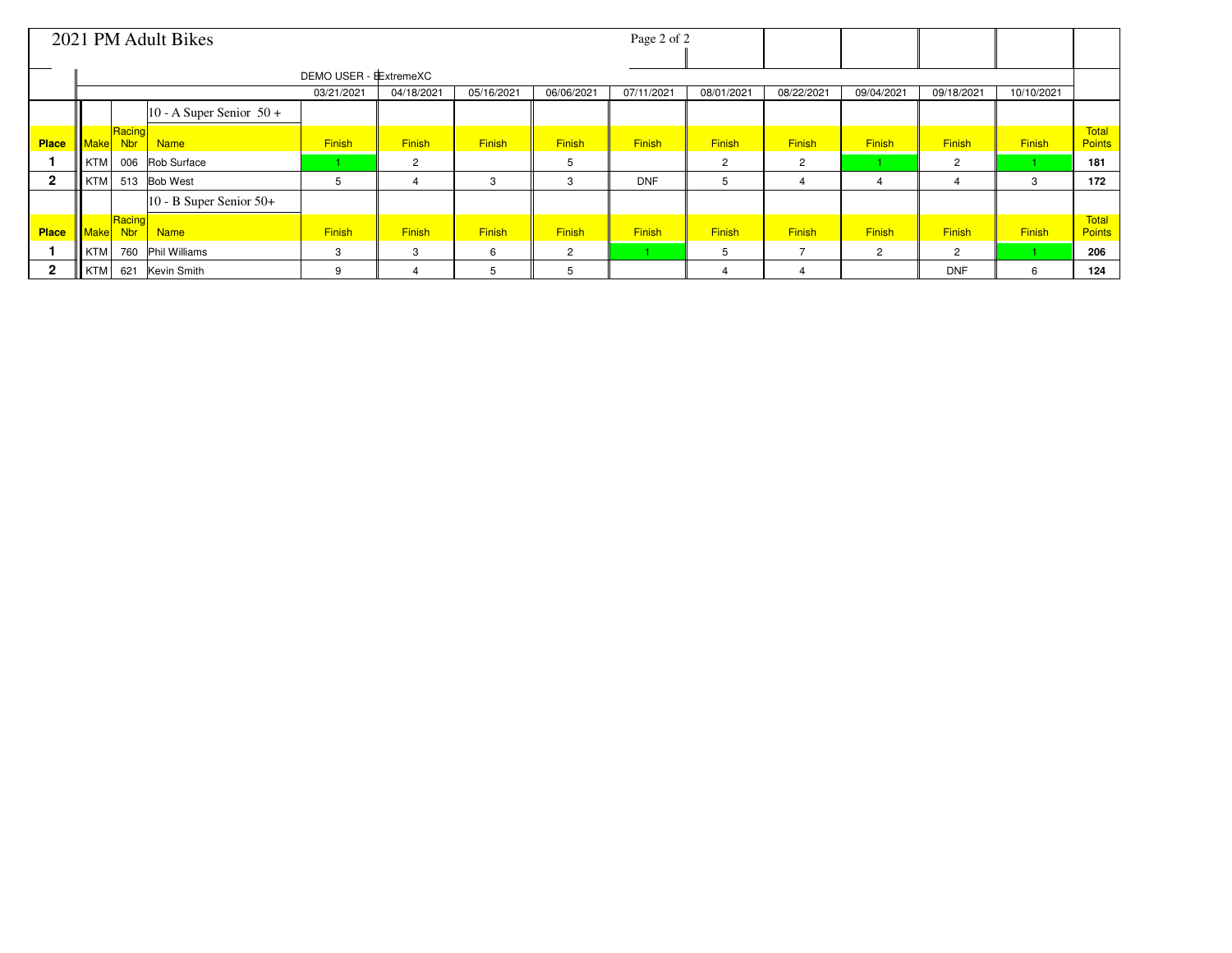# 2021 PM Adult Bikes

DEMO USER - ExtremeXC

| | | | | 03/21/2021 | 04/18/2021 | 05/16/2021 | 06/06/2021 | 07/11/2021 | 08/01/2021 | 08/22/2021 | 09/04/2021 | 09/18/2021 | 10/10/2021 | |
|---|---|---|---|---|---|---|---|---|---|---|---|---|---|---|
| | | | 10 - A Super Senior 50 + | | | | | | | | | | | |
| **Place** | Make | Racing Nbr | Name | Finish | Finish | Finish | Finish | Finish | Finish | Finish | Finish | Finish | Finish | Total Points |
| **1** | KTM | 006 | Rob Surface | 1 | 2 | | 5 | | 2 | 2 | 1 | 2 | 1 | **181** |
| **2** | KTM | 513 | Bob West | 5 | 4 | 3 | 3 | DNF | 5 | 4 | 4 | 4 | 3 | **172** |
| | | | 10 - B Super Senior 50+ | | | | | | | | | | | |
| **Place** | Make | Racing Nbr | Name | Finish | Finish | Finish | Finish | Finish | Finish | Finish | Finish | Finish | Finish | Total Points |
| **1** | KTM | 760 | Phil Williams | 3 | 3 | 6 | 2 | 1 | 5 | 7 | 2 | 2 | 1 | **206** |
| **2** | KTM | 621 | Kevin Smith | 9 | 4 | 5 | 5 | | 4 | 4 | | DNF | 6 | **124** |